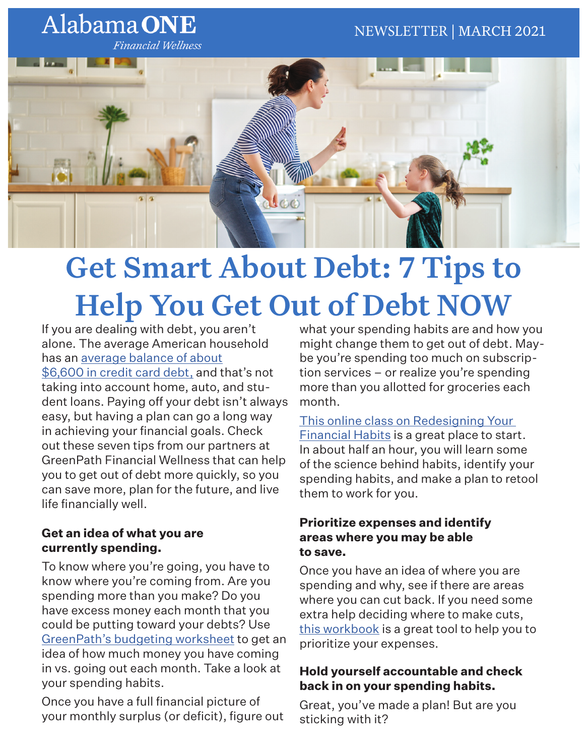Alabama **ONE**
*Financial Wellness*

NEWSLETTER | MARCH 2021

# Get Smart About Debt: 7 Tips to Help You Get Out of Debt NOW

If you are dealing with debt, you aren't alone. The average American household has an average balance of about $6,600 in credit card debt, and that's not taking into account home, auto, and student loans. Paying off your debt isn't always easy, but having a plan can go a long way in achieving your financial goals. Check out these seven tips from our partners at GreenPath Financial Wellness that can help you to get out of debt more quickly, so you can save more, plan for the future, and live life financially well.

### Get an idea of what you are currently spending.

To know where you're going, you have to know where you're coming from. Are you spending more than you make? Do you have excess money each month that you could be putting toward your debts? Use GreenPath's budgeting worksheet to get an idea of how much money you have coming in vs. going out each month. Take a look at your spending habits.

Once you have a full financial picture of your monthly surplus (or deficit), figure out what your spending habits are and how you might change them to get out of debt. Maybe you're spending too much on subscription services – or realize you're spending more than you allotted for groceries each month.

This online class on Redesigning Your Financial Habits is a great place to start. In about half an hour, you will learn some of the science behind habits, identify your spending habits, and make a plan to retool them to work for you.

### Prioritize expenses and identify areas where you may be able to save.

Once you have an idea of where you are spending and why, see if there are areas where you can cut back. If you need some extra help deciding where to make cuts, this workbook is a great tool to help you to prioritize your expenses.

### Hold yourself accountable and check back in on your spending habits.

Great, you've made a plan! But are you sticking with it?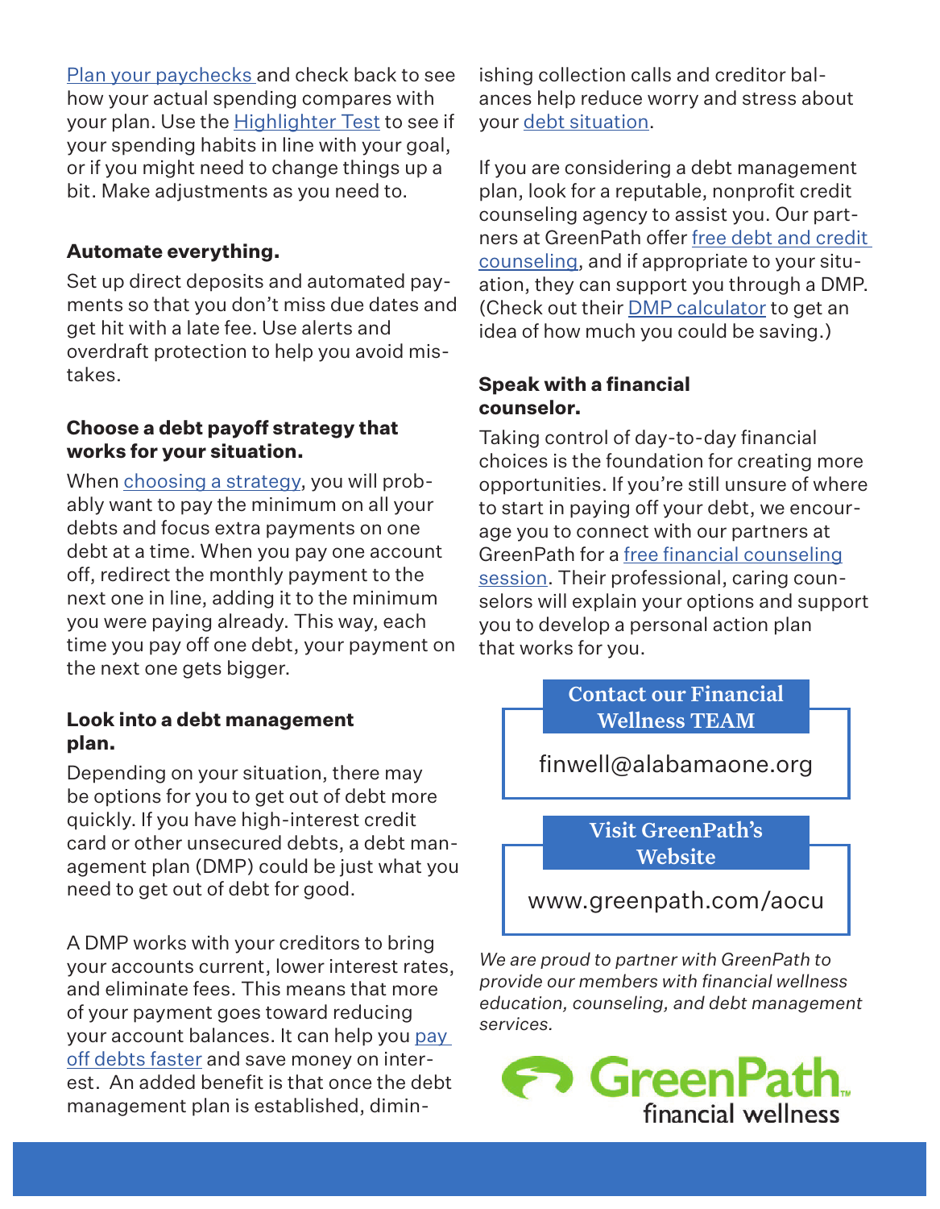Plan your paychecks and check back to see how your actual spending compares with your plan. Use the Highlighter Test to see if your spending habits in line with your goal, or if you might need to change things up a bit. Make adjustments as you need to.

**Automate everything.**

Set up direct deposits and automated payments so that you don't miss due dates and get hit with a late fee. Use alerts and overdraft protection to help you avoid mistakes.

**Choose a debt payoff strategy that works for your situation.**

When choosing a strategy, you will probably want to pay the minimum on all your debts and focus extra payments on one debt at a time. When you pay one account off, redirect the monthly payment to the next one in line, adding it to the minimum you were paying already. This way, each time you pay off one debt, your payment on the next one gets bigger.

**Look into a debt management plan.**

Depending on your situation, there may be options for you to get out of debt more quickly. If you have high-interest credit card or other unsecured debts, a debt management plan (DMP) could be just what you need to get out of debt for good.

A DMP works with your creditors to bring your accounts current, lower interest rates, and eliminate fees. This means that more of your payment goes toward reducing your account balances. It can help you pay off debts faster and save money on interest. An added benefit is that once the debt management plan is established, diminishing collection calls and creditor balances help reduce worry and stress about your debt situation.

If you are considering a debt management plan, look for a reputable, nonprofit credit counseling agency to assist you. Our partners at GreenPath offer free debt and credit counseling, and if appropriate to your situation, they can support you through a DMP. (Check out their DMP calculator to get an idea of how much you could be saving.)

**Speak with a financial counselor.**

Taking control of day-to-day financial choices is the foundation for creating more opportunities. If you're still unsure of where to start in paying off your debt, we encourage you to connect with our partners at GreenPath for a free financial counseling session. Their professional, caring counselors will explain your options and support you to develop a personal action plan that works for you.

**Contact our Financial Wellness TEAM**

finwell@alabamaone.org

**Visit GreenPath's Website**

www.greenpath.com/aocu

*We are proud to partner with GreenPath to provide our members with financial wellness education, counseling, and debt management services.*

GreenPath financial wellness